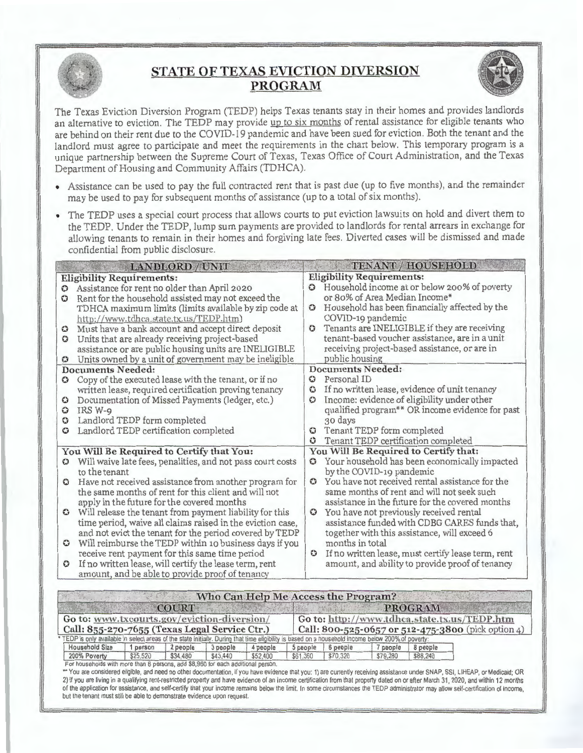# STATE OF TEXAS EVICTION DIVERSION PROGRAM

The Texas Eviction Diversion Program (TEDP) helps Texas tenants stay in their homes and provides landlords an alternative to eviction. The TEDP may provide up to six months of rental assistance for eligible tenants who are behind on their rent due to the COVID-19 pandemic and have been sued for eviction. Both the tenant and the landlord must agree to participate and meet the requirements in the chart below. This temporary program is a unique partnership between the Supreme Court of Texas, Texas Office of Court Administration, and the Texas Department of Housing and Community Affairs (TDHCA).

- Assistance can be used to pay the full contracted rent that is past due (up to five months), and the remainder may be used to pay for subsequent months of assistance (up to a total of six months).
- The TEDP uses a special court process that allows courts to put eviction lawsuits on hold and divert them to the TEDP. Under the TEDP, lump sum payments are provided to landlords for rental arrears in exchange for allowing tenants to remain in their homes and forgiving late fees. Diverted cases will be dismissed and made confidential from public disclosure.

| LANDLORD / UNIT | TENANT / HOUSEHOLD |
|---|---|
| **Eligibility Requirements:**<br>• Assistance for rent no older than April 2020<br>• Rent for the household assisted may not exceed the TDHCA maximum limits (limits available by zip code at http://www.tdhca.state.tx.us/TEDP.htm)<br>• Must have a bank account and accept direct deposit<br>• Units that are already receiving project-based assistance or are public housing units are INELIGIBLE<br>• Units owned by a unit of government may be ineligible | **Eligibility Requirements:**<br>• Household income at or below 200% of poverty or 80% of Area Median Income*<br>• Household has been financially affected by the COVID-19 pandemic<br>• Tenants are INELIGIBLE if they are receiving tenant-based voucher assistance, are in a unit receiving project-based assistance, or are in public housing |
| **Documents Needed:**<br>• Copy of the executed lease with the tenant, or if no written lease, required certification proving tenancy<br>• Documentation of Missed Payments (ledger, etc.)<br>• IRS W-9<br>• Landlord TEDP form completed<br>• Landlord TEDP certification completed | **Documents Needed:**<br>• Personal ID<br>• If no written lease, evidence of unit tenancy<br>• Income: evidence of eligibility under other qualified program** OR income evidence for past 30 days<br>• Tenant TEDP form completed<br>• Tenant TEDP certification completed |
| **You Will Be Required to Certify that You:**<br>• Will waive late fees, penalities, and not pass court costs to the tenant<br>• Have not received assistance from another program for the same months of rent for this client and will not apply in the future for the covered months<br>• Will release the tenant from payment liability for this time period, waive all claims raised in the eviction case, and not evict the tenant for the period covered by TEDP<br>• Will reimburse the TEDP within 10 business days if you receive rent payment for this same time period<br>• If no written lease, will certify the lease term, rent amount, and be able to provide proof of tenancy | **You Will Be Required to Certify that:**<br>• Your household has been economically impacted by the COVID-19 pandemic<br>• You have not received rental assistance for the same months of rent and will not seek such assistance in the future for the covered months<br>• You have not previously received rental assistance funded with CDBG CARES funds that, together with this assistance, will exceed 6 months in total<br>• If no written lease, must certify lease term, rent amount, and ability to provide proof of tenancy |

## Who Can Help Me Access the Program?

| COURT | PROGRAM |
|---|---|
| Go to: www.txcourts.gov/eviction-diversion/<br>Call: 855-270-7655 (Texas Legal Service Ctr.) | Go to: http://www.tdhca.state.tx.us/TEDP.htm<br>Call: 800-525-0657 or 512-475-3800 (pick option 4) |

* TEDP is only available in select areas of the state initially. During that time eligibility is based on a household income below 200% of poverty:

| Household Size | 1 person | 2 people | 3 people | 4 people | 5 people | 6 people | 7 people | 8 people |
|---|---|---|---|---|---|---|---|---|
| 200% Poverty | $25,520 | $34,480 | $43,440 | $52,400 | $61,360 | $70,320 | $79,280 | $88,240 |

For households with more than 8 persons, add $8,960 for each additional person.

** You are considered eligible, and need no other documentation, if you have evidence that you: 1) are currently receiving assistance under SNAP, SSI, LIHEAP, or Medicaid; OR 2) if you are living in a qualifying rent-restricted property and have evidence of an income certification from that property dated on or after March 31, 2020, and within 12 months of the application for assistance, and self-certify that your income remains below the limit. In some circumstances the TEDP administrator may allow self-certification of income, but the tenant must still be able to demonstrate evidence upon request.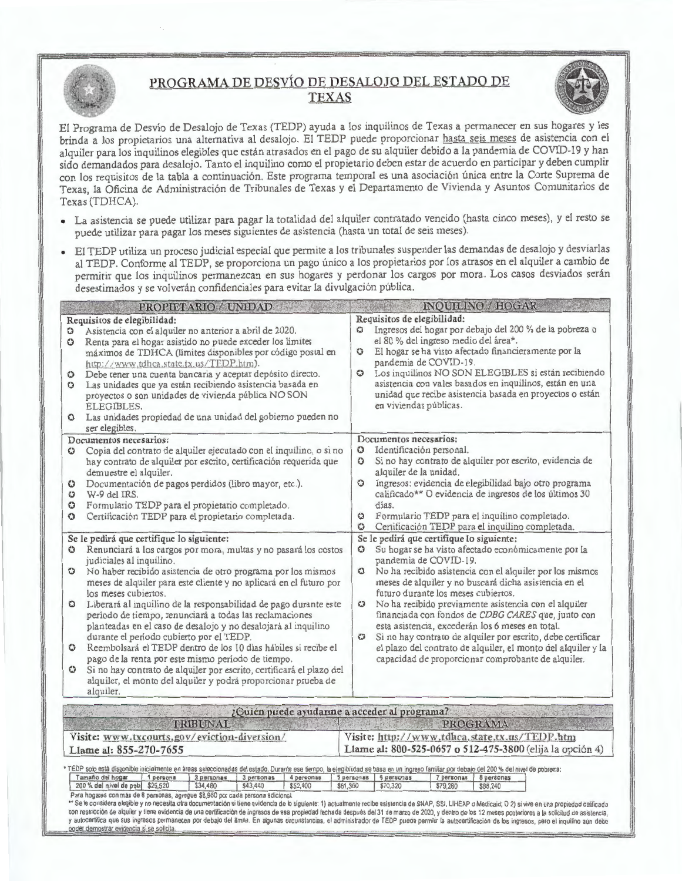# PROGRAMA DE DESVÍO DE DESALOJO DEL ESTADO DE TEXAS

El Programa de Desvío de Desalojo de Texas (TEDP) ayuda a los inquilinos de Texas a permanecer en sus hogares y les brinda a los propietarios una alternativa al desalojo. El TEDP puede proporcionar hasta seis meses de asistencia con el alquiler para los inquilinos elegibles que están atrasados en el pago de su alquiler debido a la pandemia de COVID-19 y han sido demandados para desalojo. Tanto el inquilino como el propietario deben estar de acuerdo en participar y deben cumplir con los requisitos de la tabla a continuación. Este programa temporal es una asociación única entre la Corte Suprema de Texas, la Oficina de Administración de Tribunales de Texas y el Departamento de Vivienda y Asuntos Comunitarios de Texas (TDHCA).

- La asistencia se puede utilizar para pagar la totalidad del alquiler contratado vencido (hasta cinco meses), y el resto se puede utilizar para pagar los meses siguientes de asistencia (hasta un total de seis meses).
- El TEDP utiliza un proceso judicial especial que permite a los tribunales suspender las demandas de desalojo y desviarlas al TEDP. Conforme al TEDP, se proporciona un pago único a los propietarios por los atrasos en el alquiler a cambio de permitir que los inquilinos permanezcan en sus hogares y perdonar los cargos por mora. Los casos desviados serán desestimados y se volverán confidenciales para evitar la divulgación pública.

| PROPIETARIO / UNIDAD | INQUILINO / HOGAR |
|---|---|
| **Requisitos de elegibilidad:**<br>○ Asistencia con el alquiler no anterior a abril de 2020.<br>○ Renta para el hogar asistido no puede exceder los límites máximos de TDHCA (límites disponibles por código postal en http://www.tdhca.state.tx.us/TEDP.htm).<br>○ Debe tener una cuenta bancaria y aceptar depósito directo.<br>○ Las unidades que ya están recibiendo asistencia basada en proyectos o son unidades de vivienda pública NO SON ELEGIBLES.<br>○ Las unidades propiedad de una unidad del gobierno pueden no ser elegibles. | **Requisitos de elegibilidad:**<br>○ Ingresos del hogar por debajo del 200 % de la pobreza o el 80 % del ingreso medio del área*.<br>○ El hogar se ha visto afectado financieramente por la pandemia de COVID-19.<br>○ Los inquilinos NO SON ELEGIBLES si están recibiendo asistencia con vales basados en inquilinos, están en una unidad que recibe asistencia basada en proyectos o están en viviendas públicas. |
| **Documentos necesarios:**<br>○ Copia del contrato de alquiler ejecutado con el inquilino, o si no hay contrato de alquiler por escrito, certificación requerida que demuestre el alquiler.<br>○ Documentación de pagos perdidos (libro mayor, etc.).<br>○ W-9 del IRS.<br>○ Formulario TEDP para el propietario completado.<br>○ Certificación TEDP para el propietario completada. | **Documentos necesarios:**<br>○ Identificación personal.<br>○ Si no hay contrato de alquiler por escrito, evidencia de alquiler de la unidad.<br>○ Ingresos: evidencia de elegibilidad bajo otro programa calificado** O evidencia de ingresos de los últimos 30 días.<br>○ Formulario TEDP para el inquilino completado.<br>○ Certificación TEDP para el inquilino completada. |
| **Se le pedirá que certifique lo siguiente:**<br>○ Renunciará a los cargos por mora, multas y no pasará los costos judiciales al inquilino.<br>○ No haber recibido asistencia de otro programa por los mismos meses de alquiler para este cliente y no aplicará en el futuro por los meses cubiertos.<br>○ Liberará al inquilino de la responsabilidad de pago durante este periodo de tiempo, renunciará a todas las reclamaciones planteadas en el caso de desalojo y no desalojará al inquilino durante el período cubierto por el TEDP.<br>○ Reembolsará el TEDP dentro de los 10 días hábiles si recibe el pago de la renta por este mismo periodo de tiempo.<br>○ Si no hay contrato de alquiler por escrito, certificará el plazo del alquiler, el monto del alquiler y podrá proporcionar prueba de alquiler. | **Se le pedirá que certifique lo siguiente:**<br>○ Su hogar se ha visto afectado económicamente por la pandemia de COVID-19.<br>○ No ha recibido asistencia con el alquiler por los mismos meses de alquiler y no buscará dicha asistencia en el futuro durante los meses cubiertos.<br>○ No ha recibido previamente asistencia con el alquiler financiada con fondos de *CDBG CARES* que, junto con esta asistencia, excederán los 6 meses en total.<br>○ Si no hay contrato de alquiler por escrito, debe certificar el plazo del contrato de alquiler, el monto del alquiler y la capacidad de proporcionar comprobante de alquiler. |

| ¿Quién puede ayudarme a acceder al programa? | |
|---|---|
| **TRIBUNAL** | **PROGRAMA** |
| Visite: www.txcourts.gov/eviction-diversion/ | Visite: http://www.tdhca.state.tx.us/TEDP.htm |
| Llame al: 855-270-7655 | Llame al: 800-525-0657 o 512-475-3800 (elija la opción 4) |

\* TEDP solo está disponible inicialmente en áreas seleccionadas del estado. Durante ese tiempo, la elegibilidad se basa en un ingreso familiar por debajo del 200 % del nivel de pobreza:

| Tamaño del hogar | 1 persona | 2 personas | 3 personas | 4 personas | 5 personas | 6 personas | 7 personas | 8 personas |
|---|---|---|---|---|---|---|---|---|
| 200 % del nivel de pobl | $25,520 | $34,480 | $43,440 | $52,400 | $61,360 | $70,320 | $79,280 | $88,240 |

Para hogares con más de 8 personas, agregue $8,960 por cada persona adicional.

\*\* Se le considera elegible y no necesita otra documentación si tiene evidencia de lo siguiente: 1) actualmente recibe asistencia de SNAP, SSI, LIHEAP o Medicaid; O 2) si vive en una propiedad calificada con restricción de alquiler y tiene evidencia de una certificación de ingresos de esa propiedad fechada después del 31 de marzo de 2020, y dentro de los 12 meses posteriores a la solicitud de asistencia, y autocertifica que sus ingresos permanecen por debajo del límite. En algunas circunstancias, el administrador de TEDP puede permitir la autocertificación de los ingresos, pero el inquilino aún debe poder demostrar evidencia si se solicita.